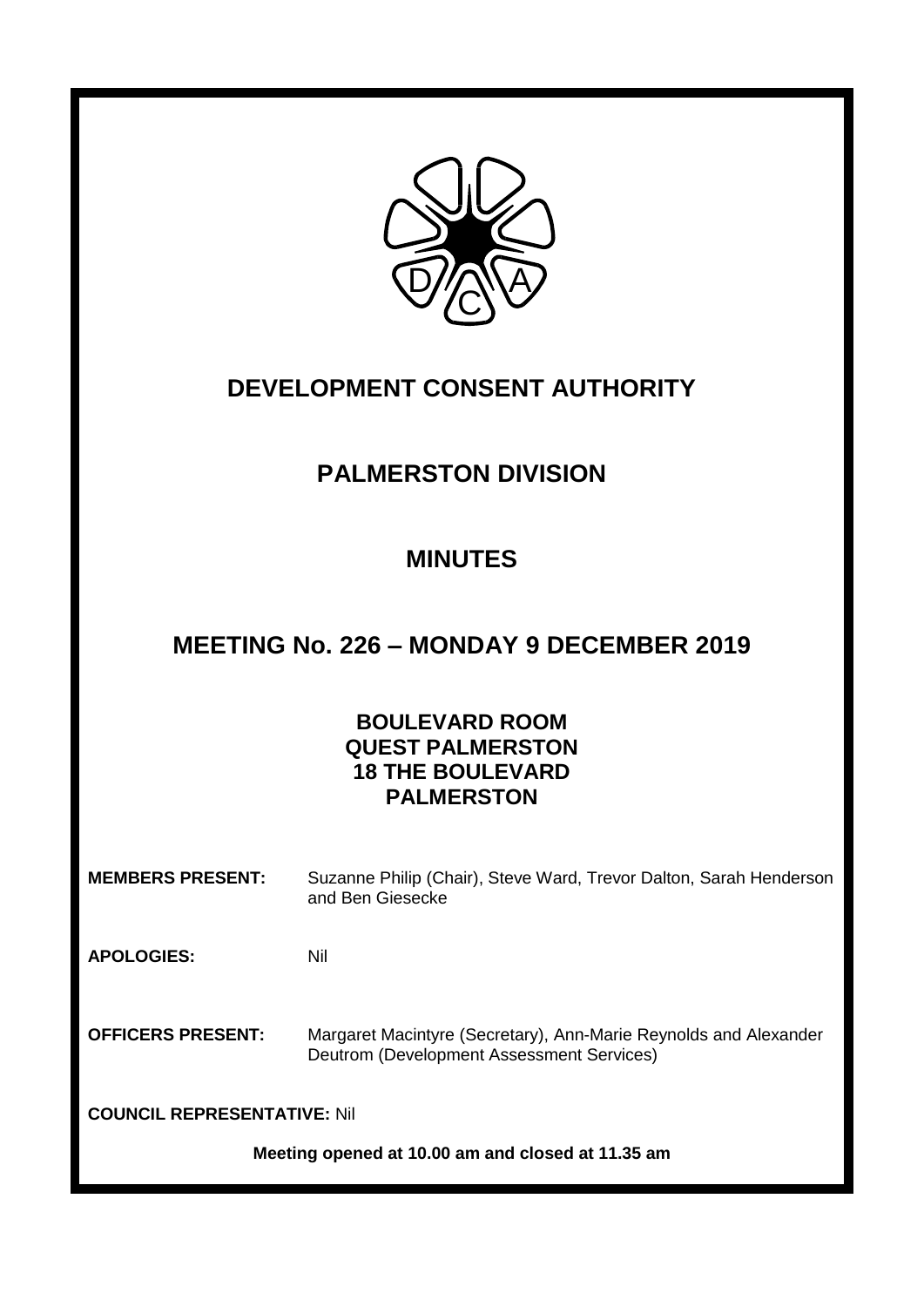# DEVELOPMENT CONSENT AUTHORITY

## PALMERSTON DIVISION

## MINUTES

## MEETING No. 226 – MONDAY 9 DECEMBER 2019

**BOULEVARD ROOM**
**QUEST PALMERSTON**
**18 THE BOULEVARD**
**PALMERSTON**

**MEMBERS PRESENT:** Suzanne Philip (Chair), Steve Ward, Trevor Dalton, Sarah Henderson and Ben Giesecke

**APOLOGIES:** Nil

**OFFICERS PRESENT:** Margaret Macintyre (Secretary), Ann-Marie Reynolds and Alexander Deutrom (Development Assessment Services)

**COUNCIL REPRESENTATIVE:** Nil

**Meeting opened at 10.00 am and closed at 11.35 am**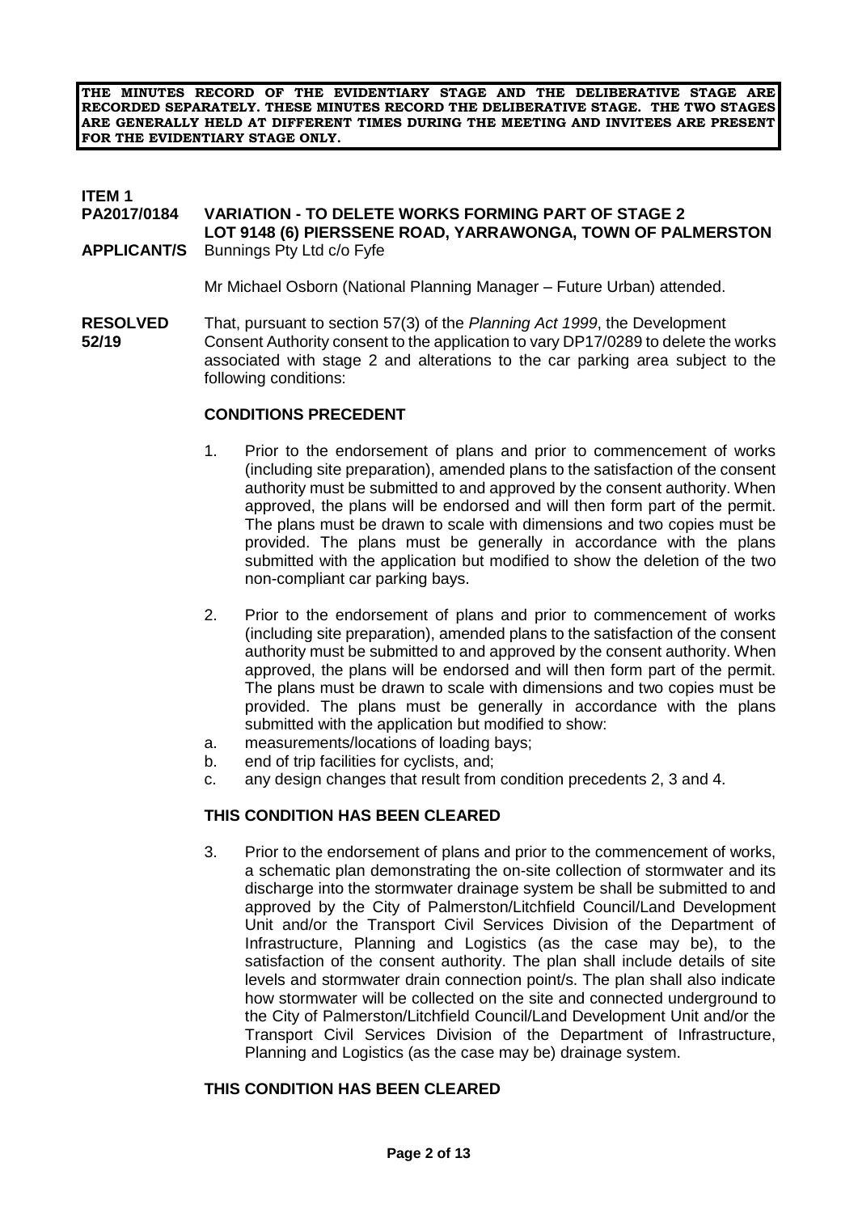**THE MINUTES RECORD OF THE EVIDENTIARY STAGE AND THE DELIBERATIVE STAGE ARE RECORDED SEPARATELY. THESE MINUTES RECORD THE DELIBERATIVE STAGE. THE TWO STAGES ARE GENERALLY HELD AT DIFFERENT TIMES DURING THE MEETING AND INVITEES ARE PRESENT FOR THE EVIDENTIARY STAGE ONLY.**

**ITEM 1**
**PA2017/0184 VARIATION - TO DELETE WORKS FORMING PART OF STAGE 2**
**LOT 9148 (6) PIERSSENE ROAD, YARRAWONGA, TOWN OF PALMERSTON**
**APPLICANT/S** Bunnings Pty Ltd c/o Fyfe

Mr Michael Osborn (National Planning Manager – Future Urban) attended.

**RESOLVED 52/19** That, pursuant to section 57(3) of the *Planning Act 1999*, the Development Consent Authority consent to the application to vary DP17/0289 to delete the works associated with stage 2 and alterations to the car parking area subject to the following conditions:

**CONDITIONS PRECEDENT**

1. Prior to the endorsement of plans and prior to commencement of works (including site preparation), amended plans to the satisfaction of the consent authority must be submitted to and approved by the consent authority. When approved, the plans will be endorsed and will then form part of the permit. The plans must be drawn to scale with dimensions and two copies must be provided. The plans must be generally in accordance with the plans submitted with the application but modified to show the deletion of the two non-compliant car parking bays.

2. Prior to the endorsement of plans and prior to commencement of works (including site preparation), amended plans to the satisfaction of the consent authority must be submitted to and approved by the consent authority. When approved, the plans will be endorsed and will then form part of the permit. The plans must be drawn to scale with dimensions and two copies must be provided. The plans must be generally in accordance with the plans submitted with the application but modified to show:
   a. measurements/locations of loading bays;
   b. end of trip facilities for cyclists, and;
   c. any design changes that result from condition precedents 2, 3 and 4.

**THIS CONDITION HAS BEEN CLEARED**

3. Prior to the endorsement of plans and prior to the commencement of works, a schematic plan demonstrating the on-site collection of stormwater and its discharge into the stormwater drainage system be shall be submitted to and approved by the City of Palmerston/Litchfield Council/Land Development Unit and/or the Transport Civil Services Division of the Department of Infrastructure, Planning and Logistics (as the case may be), to the satisfaction of the consent authority. The plan shall include details of site levels and stormwater drain connection point/s. The plan shall also indicate how stormwater will be collected on the site and connected underground to the City of Palmerston/Litchfield Council/Land Development Unit and/or the Transport Civil Services Division of the Department of Infrastructure, Planning and Logistics (as the case may be) drainage system.

**THIS CONDITION HAS BEEN CLEARED**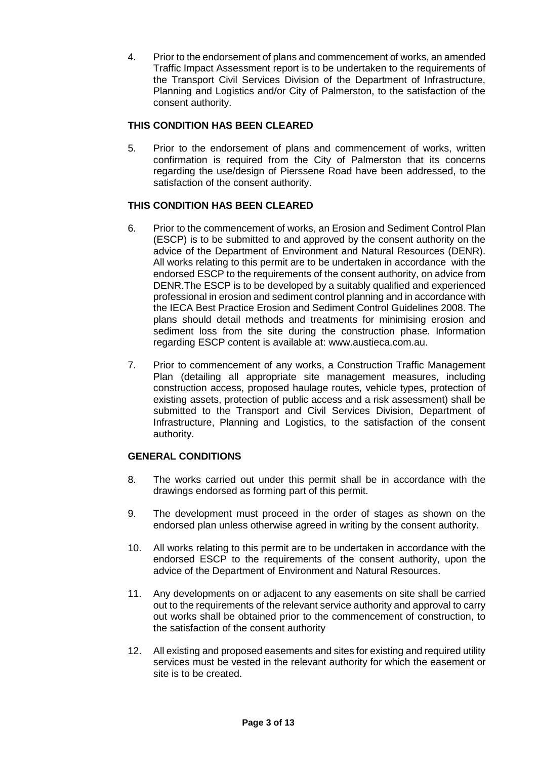4. Prior to the endorsement of plans and commencement of works, an amended Traffic Impact Assessment report is to be undertaken to the requirements of the Transport Civil Services Division of the Department of Infrastructure, Planning and Logistics and/or City of Palmerston, to the satisfaction of the consent authority.

**THIS CONDITION HAS BEEN CLEARED**

5. Prior to the endorsement of plans and commencement of works, written confirmation is required from the City of Palmerston that its concerns regarding the use/design of Pierssene Road have been addressed, to the satisfaction of the consent authority.

**THIS CONDITION HAS BEEN CLEARED**

6. Prior to the commencement of works, an Erosion and Sediment Control Plan (ESCP) is to be submitted to and approved by the consent authority on the advice of the Department of Environment and Natural Resources (DENR). All works relating to this permit are to be undertaken in accordance with the endorsed ESCP to the requirements of the consent authority, on advice from DENR.The ESCP is to be developed by a suitably qualified and experienced professional in erosion and sediment control planning and in accordance with the IECA Best Practice Erosion and Sediment Control Guidelines 2008. The plans should detail methods and treatments for minimising erosion and sediment loss from the site during the construction phase. Information regarding ESCP content is available at: www.austieca.com.au.

7. Prior to commencement of any works, a Construction Traffic Management Plan (detailing all appropriate site management measures, including construction access, proposed haulage routes, vehicle types, protection of existing assets, protection of public access and a risk assessment) shall be submitted to the Transport and Civil Services Division, Department of Infrastructure, Planning and Logistics, to the satisfaction of the consent authority.

**GENERAL CONDITIONS**

8. The works carried out under this permit shall be in accordance with the drawings endorsed as forming part of this permit.

9. The development must proceed in the order of stages as shown on the endorsed plan unless otherwise agreed in writing by the consent authority.

10. All works relating to this permit are to be undertaken in accordance with the endorsed ESCP to the requirements of the consent authority, upon the advice of the Department of Environment and Natural Resources.

11. Any developments on or adjacent to any easements on site shall be carried out to the requirements of the relevant service authority and approval to carry out works shall be obtained prior to the commencement of construction, to the satisfaction of the consent authority

12. All existing and proposed easements and sites for existing and required utility services must be vested in the relevant authority for which the easement or site is to be created.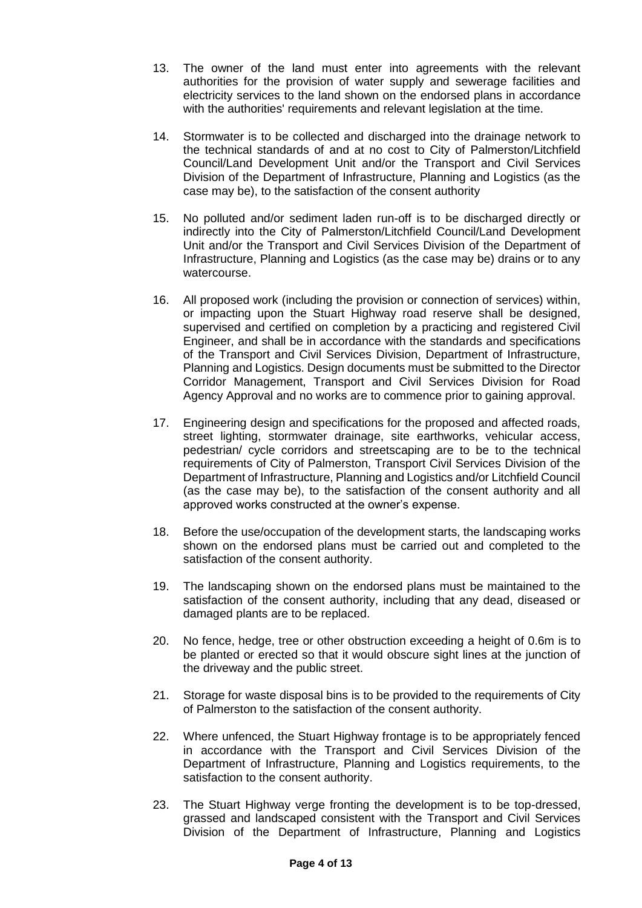13. The owner of the land must enter into agreements with the relevant authorities for the provision of water supply and sewerage facilities and electricity services to the land shown on the endorsed plans in accordance with the authorities' requirements and relevant legislation at the time.

14. Stormwater is to be collected and discharged into the drainage network to the technical standards of and at no cost to City of Palmerston/Litchfield Council/Land Development Unit and/or the Transport and Civil Services Division of the Department of Infrastructure, Planning and Logistics (as the case may be), to the satisfaction of the consent authority

15. No polluted and/or sediment laden run-off is to be discharged directly or indirectly into the City of Palmerston/Litchfield Council/Land Development Unit and/or the Transport and Civil Services Division of the Department of Infrastructure, Planning and Logistics (as the case may be) drains or to any watercourse.

16. All proposed work (including the provision or connection of services) within, or impacting upon the Stuart Highway road reserve shall be designed, supervised and certified on completion by a practicing and registered Civil Engineer, and shall be in accordance with the standards and specifications of the Transport and Civil Services Division, Department of Infrastructure, Planning and Logistics. Design documents must be submitted to the Director Corridor Management, Transport and Civil Services Division for Road Agency Approval and no works are to commence prior to gaining approval.

17. Engineering design and specifications for the proposed and affected roads, street lighting, stormwater drainage, site earthworks, vehicular access, pedestrian/ cycle corridors and streetscaping are to be to the technical requirements of City of Palmerston, Transport Civil Services Division of the Department of Infrastructure, Planning and Logistics and/or Litchfield Council (as the case may be), to the satisfaction of the consent authority and all approved works constructed at the owner's expense.

18. Before the use/occupation of the development starts, the landscaping works shown on the endorsed plans must be carried out and completed to the satisfaction of the consent authority.

19. The landscaping shown on the endorsed plans must be maintained to the satisfaction of the consent authority, including that any dead, diseased or damaged plants are to be replaced.

20. No fence, hedge, tree or other obstruction exceeding a height of 0.6m is to be planted or erected so that it would obscure sight lines at the junction of the driveway and the public street.

21. Storage for waste disposal bins is to be provided to the requirements of City of Palmerston to the satisfaction of the consent authority.

22. Where unfenced, the Stuart Highway frontage is to be appropriately fenced in accordance with the Transport and Civil Services Division of the Department of Infrastructure, Planning and Logistics requirements, to the satisfaction to the consent authority.

23. The Stuart Highway verge fronting the development is to be top-dressed, grassed and landscaped consistent with the Transport and Civil Services Division of the Department of Infrastructure, Planning and Logistics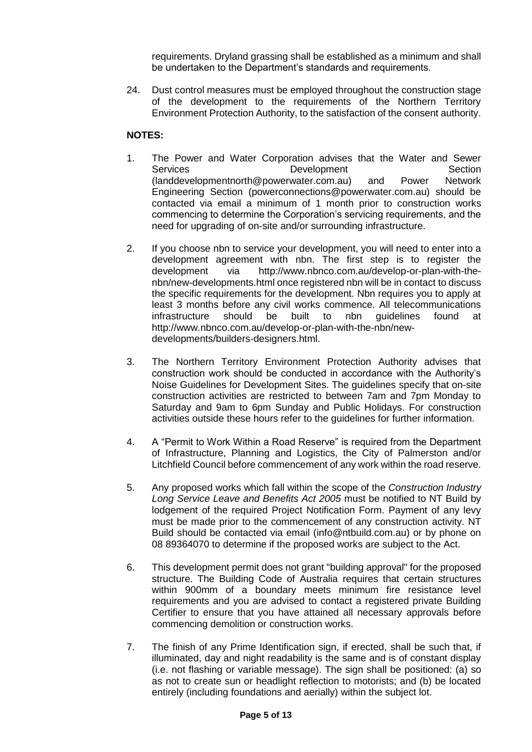requirements. Dryland grassing shall be established as a minimum and shall be undertaken to the Department's standards and requirements.

24. Dust control measures must be employed throughout the construction stage of the development to the requirements of the Northern Territory Environment Protection Authority, to the satisfaction of the consent authority.

**NOTES:**

1. The Power and Water Corporation advises that the Water and Sewer Services Development Section (landdevelopmentnorth@powerwater.com.au) and Power Network Engineering Section (powerconnections@powerwater.com.au) should be contacted via email a minimum of 1 month prior to construction works commencing to determine the Corporation's servicing requirements, and the need for upgrading of on-site and/or surrounding infrastructure.

2. If you choose nbn to service your development, you will need to enter into a development agreement with nbn. The first step is to register the development via http://www.nbnco.com.au/develop-or-plan-with-the-nbn/new-developments.html once registered nbn will be in contact to discuss the specific requirements for the development. Nbn requires you to apply at least 3 months before any civil works commence. All telecommunications infrastructure should be built to nbn guidelines found at http://www.nbnco.com.au/develop-or-plan-with-the-nbn/new-developments/builders-designers.html.

3. The Northern Territory Environment Protection Authority advises that construction work should be conducted in accordance with the Authority's Noise Guidelines for Development Sites. The guidelines specify that on-site construction activities are restricted to between 7am and 7pm Monday to Saturday and 9am to 6pm Sunday and Public Holidays. For construction activities outside these hours refer to the guidelines for further information.

4. A "Permit to Work Within a Road Reserve" is required from the Department of Infrastructure, Planning and Logistics, the City of Palmerston and/or Litchfield Council before commencement of any work within the road reserve.

5. Any proposed works which fall within the scope of the *Construction Industry Long Service Leave and Benefits Act 2005* must be notified to NT Build by lodgement of the required Project Notification Form. Payment of any levy must be made prior to the commencement of any construction activity. NT Build should be contacted via email (info@ntbuild.com.au) or by phone on 08 89364070 to determine if the proposed works are subject to the Act.

6. This development permit does not grant "building approval" for the proposed structure. The Building Code of Australia requires that certain structures within 900mm of a boundary meets minimum fire resistance level requirements and you are advised to contact a registered private Building Certifier to ensure that you have attained all necessary approvals before commencing demolition or construction works.

7. The finish of any Prime Identification sign, if erected, shall be such that, if illuminated, day and night readability is the same and is of constant display (i.e. not flashing or variable message). The sign shall be positioned: (a) so as not to create sun or headlight reflection to motorists; and (b) be located entirely (including foundations and aerially) within the subject lot.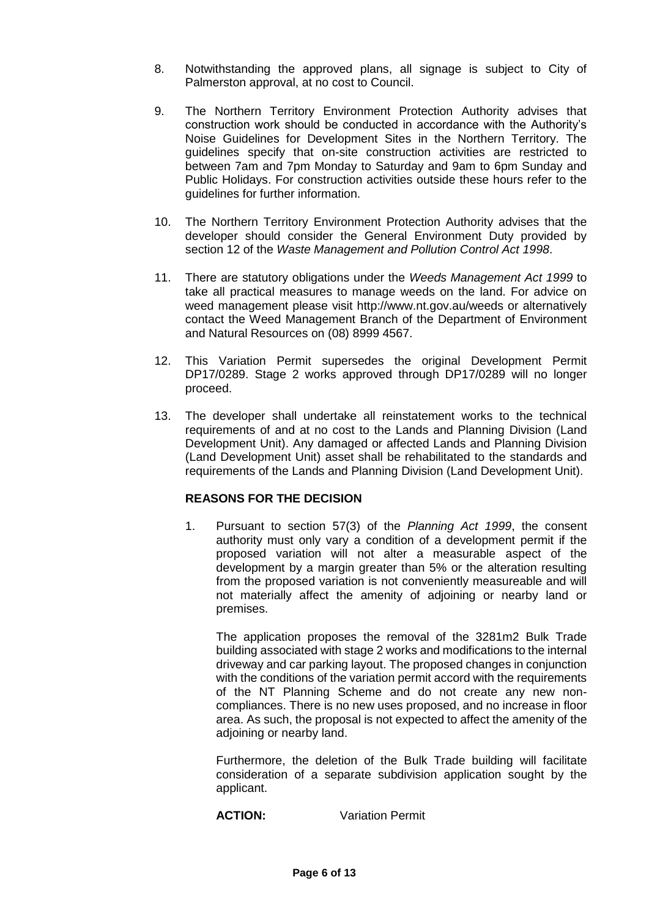8. Notwithstanding the approved plans, all signage is subject to City of Palmerston approval, at no cost to Council.

9. The Northern Territory Environment Protection Authority advises that construction work should be conducted in accordance with the Authority's Noise Guidelines for Development Sites in the Northern Territory. The guidelines specify that on-site construction activities are restricted to between 7am and 7pm Monday to Saturday and 9am to 6pm Sunday and Public Holidays. For construction activities outside these hours refer to the guidelines for further information.

10. The Northern Territory Environment Protection Authority advises that the developer should consider the General Environment Duty provided by section 12 of the *Waste Management and Pollution Control Act 1998*.

11. There are statutory obligations under the *Weeds Management Act 1999* to take all practical measures to manage weeds on the land. For advice on weed management please visit http://www.nt.gov.au/weeds or alternatively contact the Weed Management Branch of the Department of Environment and Natural Resources on (08) 8999 4567.

12. This Variation Permit supersedes the original Development Permit DP17/0289. Stage 2 works approved through DP17/0289 will no longer proceed.

13. The developer shall undertake all reinstatement works to the technical requirements of and at no cost to the Lands and Planning Division (Land Development Unit). Any damaged or affected Lands and Planning Division (Land Development Unit) asset shall be rehabilitated to the standards and requirements of the Lands and Planning Division (Land Development Unit).

**REASONS FOR THE DECISION**

1. Pursuant to section 57(3) of the *Planning Act 1999*, the consent authority must only vary a condition of a development permit if the proposed variation will not alter a measurable aspect of the development by a margin greater than 5% or the alteration resulting from the proposed variation is not conveniently measureable and will not materially affect the amenity of adjoining or nearby land or premises.

   The application proposes the removal of the 3281m2 Bulk Trade building associated with stage 2 works and modifications to the internal driveway and car parking layout. The proposed changes in conjunction with the conditions of the variation permit accord with the requirements of the NT Planning Scheme and do not create any new non-compliances. There is no new uses proposed, and no increase in floor area. As such, the proposal is not expected to affect the amenity of the adjoining or nearby land.

   Furthermore, the deletion of the Bulk Trade building will facilitate consideration of a separate subdivision application sought by the applicant.

**ACTION:** Variation Permit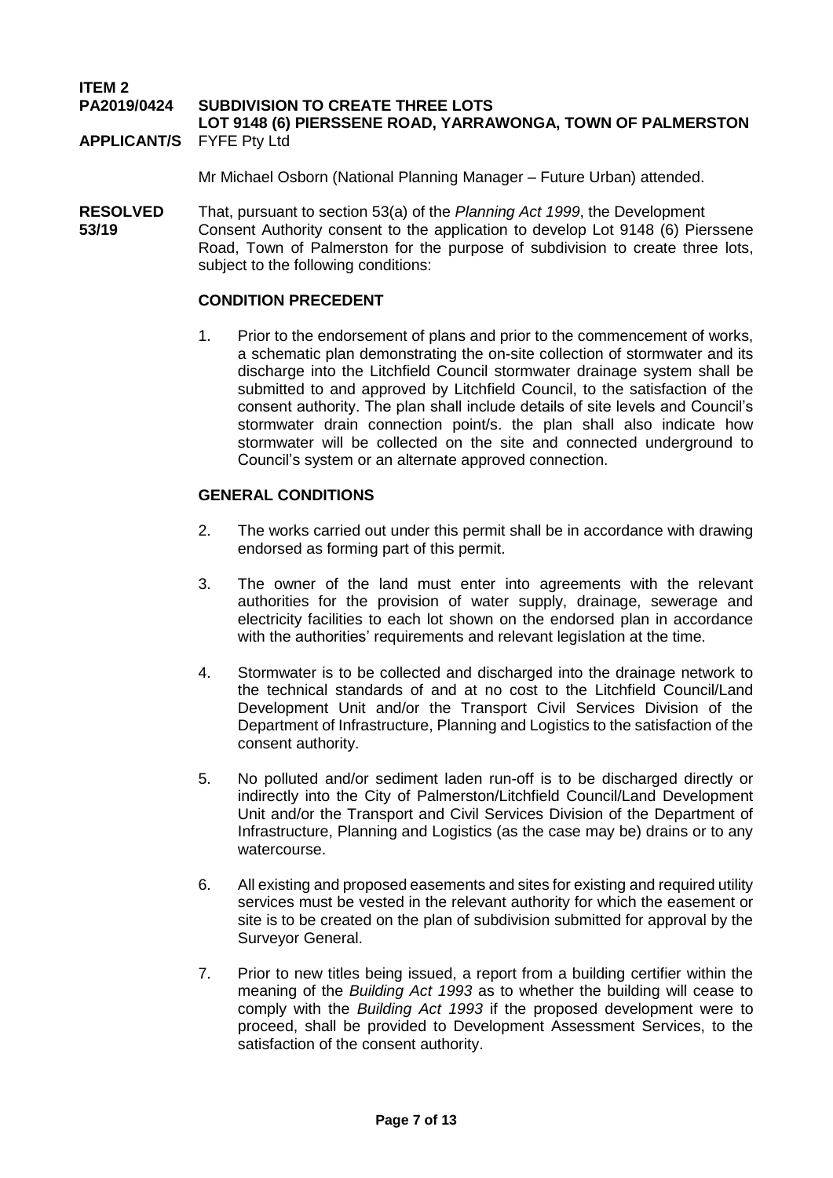**ITEM 2**

**PA2019/0424 SUBDIVISION TO CREATE THREE LOTS**
**LOT 9148 (6) PIERSSENE ROAD, YARRAWONGA, TOWN OF PALMERSTON**

**APPLICANT/S** FYFE Pty Ltd

Mr Michael Osborn (National Planning Manager – Future Urban) attended.

**RESOLVED 53/19**

That, pursuant to section 53(a) of the *Planning Act 1999*, the Development Consent Authority consent to the application to develop Lot 9148 (6) Pierssene Road, Town of Palmerston for the purpose of subdivision to create three lots, subject to the following conditions:

**CONDITION PRECEDENT**

1. Prior to the endorsement of plans and prior to the commencement of works, a schematic plan demonstrating the on-site collection of stormwater and its discharge into the Litchfield Council stormwater drainage system shall be submitted to and approved by Litchfield Council, to the satisfaction of the consent authority. The plan shall include details of site levels and Council's stormwater drain connection point/s. the plan shall also indicate how stormwater will be collected on the site and connected underground to Council's system or an alternate approved connection.

**GENERAL CONDITIONS**

2. The works carried out under this permit shall be in accordance with drawing endorsed as forming part of this permit.

3. The owner of the land must enter into agreements with the relevant authorities for the provision of water supply, drainage, sewerage and electricity facilities to each lot shown on the endorsed plan in accordance with the authorities' requirements and relevant legislation at the time.

4. Stormwater is to be collected and discharged into the drainage network to the technical standards of and at no cost to the Litchfield Council/Land Development Unit and/or the Transport Civil Services Division of the Department of Infrastructure, Planning and Logistics to the satisfaction of the consent authority.

5. No polluted and/or sediment laden run-off is to be discharged directly or indirectly into the City of Palmerston/Litchfield Council/Land Development Unit and/or the Transport and Civil Services Division of the Department of Infrastructure, Planning and Logistics (as the case may be) drains or to any watercourse.

6. All existing and proposed easements and sites for existing and required utility services must be vested in the relevant authority for which the easement or site is to be created on the plan of subdivision submitted for approval by the Surveyor General.

7. Prior to new titles being issued, a report from a building certifier within the meaning of the *Building Act 1993* as to whether the building will cease to comply with the *Building Act 1993* if the proposed development were to proceed, shall be provided to Development Assessment Services, to the satisfaction of the consent authority.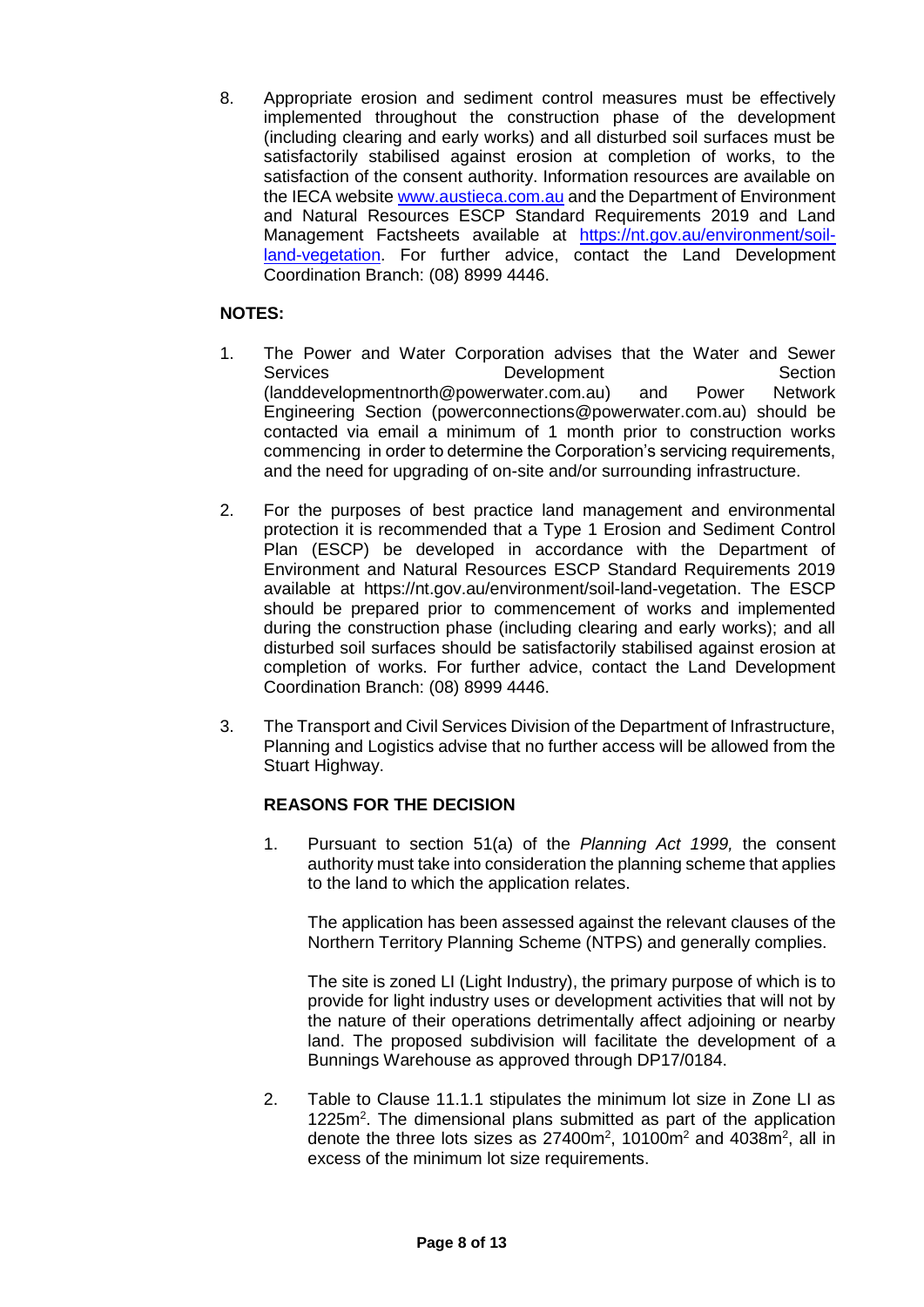8. Appropriate erosion and sediment control measures must be effectively implemented throughout the construction phase of the development (including clearing and early works) and all disturbed soil surfaces must be satisfactorily stabilised against erosion at completion of works, to the satisfaction of the consent authority. Information resources are available on the IECA website www.austieca.com.au and the Department of Environment and Natural Resources ESCP Standard Requirements 2019 and Land Management Factsheets available at https://nt.gov.au/environment/soil-land-vegetation. For further advice, contact the Land Development Coordination Branch: (08) 8999 4446.

**NOTES:**

1. The Power and Water Corporation advises that the Water and Sewer Services Development Section (landdevelopmentnorth@powerwater.com.au) and Power Network Engineering Section (powerconnections@powerwater.com.au) should be contacted via email a minimum of 1 month prior to construction works commencing in order to determine the Corporation's servicing requirements, and the need for upgrading of on-site and/or surrounding infrastructure.

2. For the purposes of best practice land management and environmental protection it is recommended that a Type 1 Erosion and Sediment Control Plan (ESCP) be developed in accordance with the Department of Environment and Natural Resources ESCP Standard Requirements 2019 available at https://nt.gov.au/environment/soil-land-vegetation. The ESCP should be prepared prior to commencement of works and implemented during the construction phase (including clearing and early works); and all disturbed soil surfaces should be satisfactorily stabilised against erosion at completion of works. For further advice, contact the Land Development Coordination Branch: (08) 8999 4446.

3. The Transport and Civil Services Division of the Department of Infrastructure, Planning and Logistics advise that no further access will be allowed from the Stuart Highway.

**REASONS FOR THE DECISION**

1. Pursuant to section 51(a) of the *Planning Act 1999,* the consent authority must take into consideration the planning scheme that applies to the land to which the application relates.

   The application has been assessed against the relevant clauses of the Northern Territory Planning Scheme (NTPS) and generally complies.

   The site is zoned LI (Light Industry), the primary purpose of which is to provide for light industry uses or development activities that will not by the nature of their operations detrimentally affect adjoining or nearby land. The proposed subdivision will facilitate the development of a Bunnings Warehouse as approved through DP17/0184.

2. Table to Clause 11.1.1 stipulates the minimum lot size in Zone LI as 1225m$^2$. The dimensional plans submitted as part of the application denote the three lots sizes as 27400m$^2$, 10100m$^2$ and 4038m$^2$, all in excess of the minimum lot size requirements.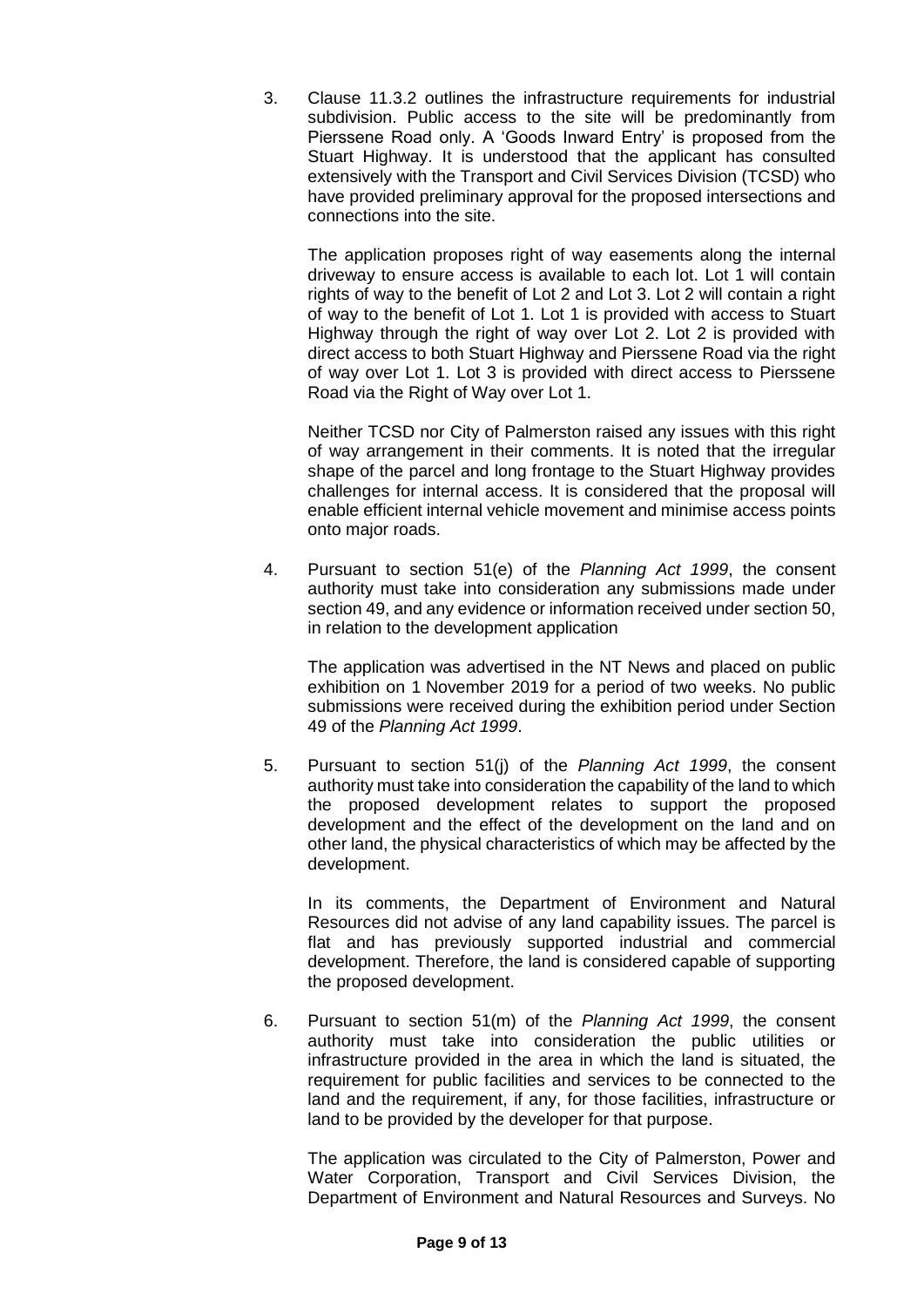3. Clause 11.3.2 outlines the infrastructure requirements for industrial subdivision. Public access to the site will be predominantly from Pierssene Road only. A 'Goods Inward Entry' is proposed from the Stuart Highway. It is understood that the applicant has consulted extensively with the Transport and Civil Services Division (TCSD) who have provided preliminary approval for the proposed intersections and connections into the site.

   The application proposes right of way easements along the internal driveway to ensure access is available to each lot. Lot 1 will contain rights of way to the benefit of Lot 2 and Lot 3. Lot 2 will contain a right of way to the benefit of Lot 1. Lot 1 is provided with access to Stuart Highway through the right of way over Lot 2. Lot 2 is provided with direct access to both Stuart Highway and Pierssene Road via the right of way over Lot 1. Lot 3 is provided with direct access to Pierssene Road via the Right of Way over Lot 1.

   Neither TCSD nor City of Palmerston raised any issues with this right of way arrangement in their comments. It is noted that the irregular shape of the parcel and long frontage to the Stuart Highway provides challenges for internal access. It is considered that the proposal will enable efficient internal vehicle movement and minimise access points onto major roads.

4. Pursuant to section 51(e) of the *Planning Act 1999*, the consent authority must take into consideration any submissions made under section 49, and any evidence or information received under section 50, in relation to the development application

   The application was advertised in the NT News and placed on public exhibition on 1 November 2019 for a period of two weeks. No public submissions were received during the exhibition period under Section 49 of the *Planning Act 1999*.

5. Pursuant to section 51(j) of the *Planning Act 1999*, the consent authority must take into consideration the capability of the land to which the proposed development relates to support the proposed development and the effect of the development on the land and on other land, the physical characteristics of which may be affected by the development.

   In its comments, the Department of Environment and Natural Resources did not advise of any land capability issues. The parcel is flat and has previously supported industrial and commercial development. Therefore, the land is considered capable of supporting the proposed development.

6. Pursuant to section 51(m) of the *Planning Act 1999*, the consent authority must take into consideration the public utilities or infrastructure provided in the area in which the land is situated, the requirement for public facilities and services to be connected to the land and the requirement, if any, for those facilities, infrastructure or land to be provided by the developer for that purpose.

   The application was circulated to the City of Palmerston, Power and Water Corporation, Transport and Civil Services Division, the Department of Environment and Natural Resources and Surveys. No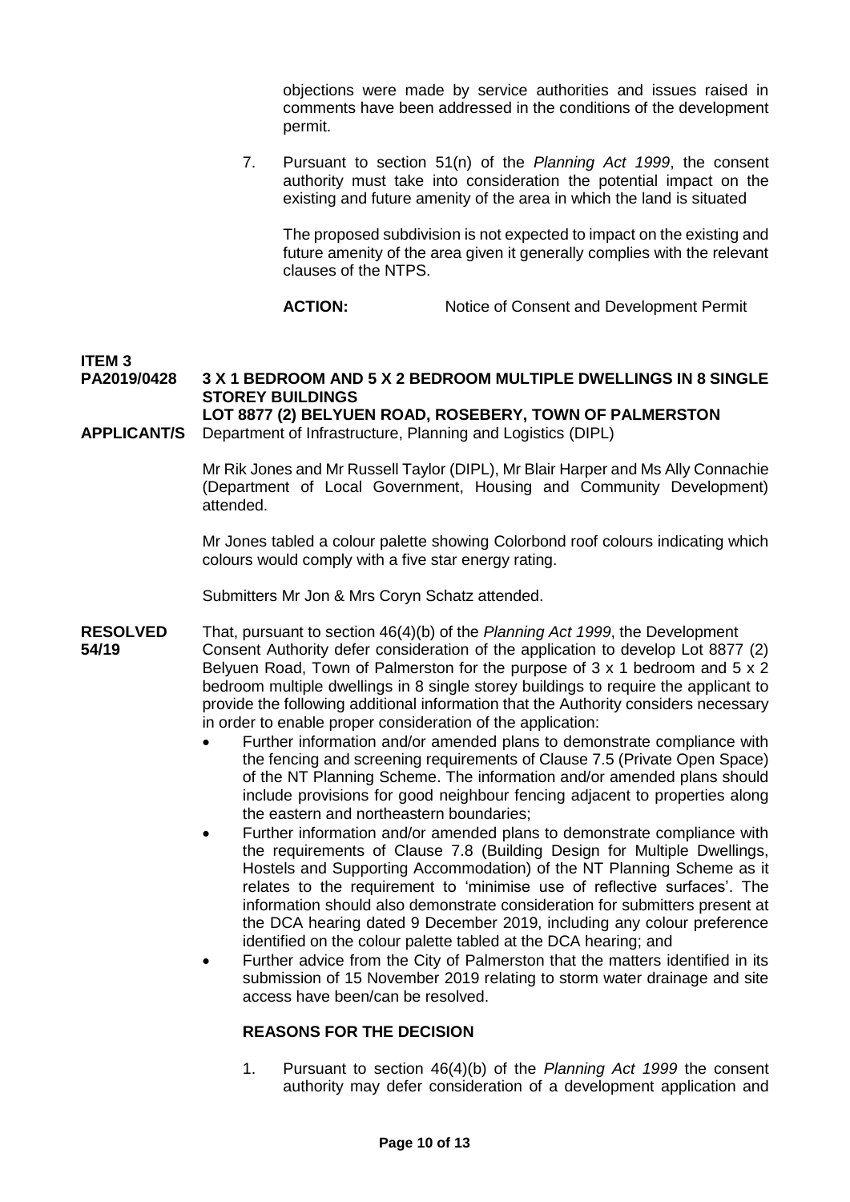objections were made by service authorities and issues raised in comments have been addressed in the conditions of the development permit.

7. Pursuant to section 51(n) of the *Planning Act 1999*, the consent authority must take into consideration the potential impact on the existing and future amenity of the area in which the land is situated

   The proposed subdivision is not expected to impact on the existing and future amenity of the area given it generally complies with the relevant clauses of the NTPS.

   **ACTION:** Notice of Consent and Development Permit

**ITEM 3**
**PA2019/0428** **3 X 1 BEDROOM AND 5 X 2 BEDROOM MULTIPLE DWELLINGS IN 8 SINGLE STOREY BUILDINGS**
**LOT 8877 (2) BELYUEN ROAD, ROSEBERY, TOWN OF PALMERSTON**

**APPLICANT/S** Department of Infrastructure, Planning and Logistics (DIPL)

Mr Rik Jones and Mr Russell Taylor (DIPL), Mr Blair Harper and Ms Ally Connachie (Department of Local Government, Housing and Community Development) attended.

Mr Jones tabled a colour palette showing Colorbond roof colours indicating which colours would comply with a five star energy rating.

Submitters Mr Jon & Mrs Coryn Schatz attended.

**RESOLVED 54/19**

That, pursuant to section 46(4)(b) of the *Planning Act 1999*, the Development Consent Authority defer consideration of the application to develop Lot 8877 (2) Belyuen Road, Town of Palmerston for the purpose of 3 x 1 bedroom and 5 x 2 bedroom multiple dwellings in 8 single storey buildings to require the applicant to provide the following additional information that the Authority considers necessary in order to enable proper consideration of the application:

- Further information and/or amended plans to demonstrate compliance with the fencing and screening requirements of Clause 7.5 (Private Open Space) of the NT Planning Scheme. The information and/or amended plans should include provisions for good neighbour fencing adjacent to properties along the eastern and northeastern boundaries;
- Further information and/or amended plans to demonstrate compliance with the requirements of Clause 7.8 (Building Design for Multiple Dwellings, Hostels and Supporting Accommodation) of the NT Planning Scheme as it relates to the requirement to 'minimise use of reflective surfaces'. The information should also demonstrate consideration for submitters present at the DCA hearing dated 9 December 2019, including any colour preference identified on the colour palette tabled at the DCA hearing; and
- Further advice from the City of Palmerston that the matters identified in its submission of 15 November 2019 relating to storm water drainage and site access have been/can be resolved.

**REASONS FOR THE DECISION**

1. Pursuant to section 46(4)(b) of the *Planning Act 1999* the consent authority may defer consideration of a development application and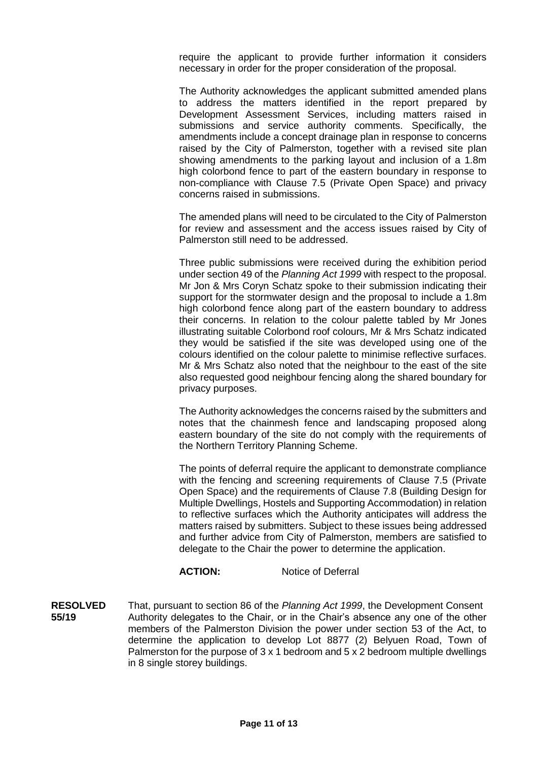require the applicant to provide further information it considers necessary in order for the proper consideration of the proposal.

The Authority acknowledges the applicant submitted amended plans to address the matters identified in the report prepared by Development Assessment Services, including matters raised in submissions and service authority comments. Specifically, the amendments include a concept drainage plan in response to concerns raised by the City of Palmerston, together with a revised site plan showing amendments to the parking layout and inclusion of a 1.8m high colorbond fence to part of the eastern boundary in response to non-compliance with Clause 7.5 (Private Open Space) and privacy concerns raised in submissions.

The amended plans will need to be circulated to the City of Palmerston for review and assessment and the access issues raised by City of Palmerston still need to be addressed.

Three public submissions were received during the exhibition period under section 49 of the *Planning Act 1999* with respect to the proposal. Mr Jon & Mrs Coryn Schatz spoke to their submission indicating their support for the stormwater design and the proposal to include a 1.8m high colorbond fence along part of the eastern boundary to address their concerns. In relation to the colour palette tabled by Mr Jones illustrating suitable Colorbond roof colours, Mr & Mrs Schatz indicated they would be satisfied if the site was developed using one of the colours identified on the colour palette to minimise reflective surfaces. Mr & Mrs Schatz also noted that the neighbour to the east of the site also requested good neighbour fencing along the shared boundary for privacy purposes.

The Authority acknowledges the concerns raised by the submitters and notes that the chainmesh fence and landscaping proposed along eastern boundary of the site do not comply with the requirements of the Northern Territory Planning Scheme.

The points of deferral require the applicant to demonstrate compliance with the fencing and screening requirements of Clause 7.5 (Private Open Space) and the requirements of Clause 7.8 (Building Design for Multiple Dwellings, Hostels and Supporting Accommodation) in relation to reflective surfaces which the Authority anticipates will address the matters raised by submitters. Subject to these issues being addressed and further advice from City of Palmerston, members are satisfied to delegate to the Chair the power to determine the application.

**ACTION:** Notice of Deferral

**RESOLVED 55/19** That, pursuant to section 86 of the *Planning Act 1999*, the Development Consent Authority delegates to the Chair, or in the Chair's absence any one of the other members of the Palmerston Division the power under section 53 of the Act, to determine the application to develop Lot 8877 (2) Belyuen Road, Town of Palmerston for the purpose of 3 x 1 bedroom and 5 x 2 bedroom multiple dwellings in 8 single storey buildings.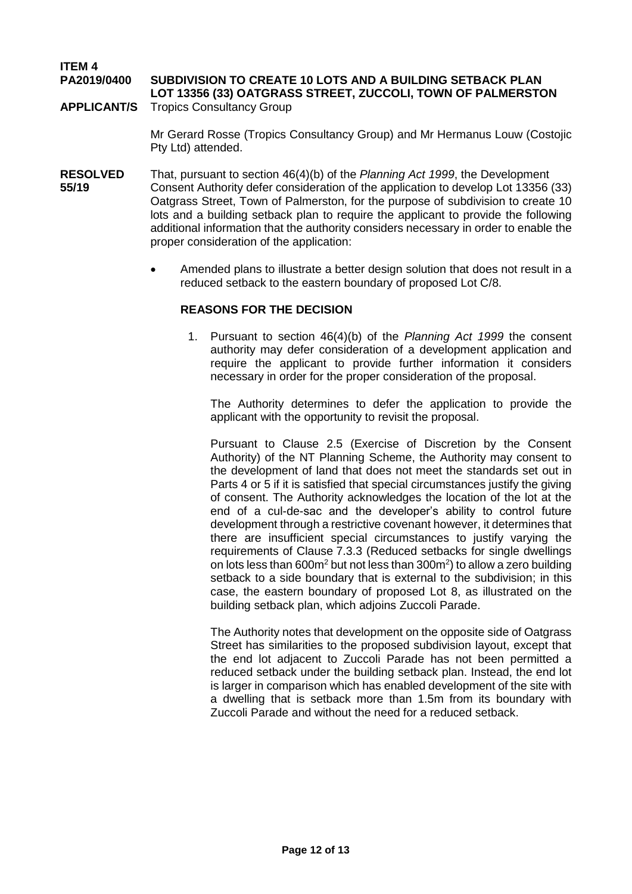**ITEM 4**
**PA2019/0400** **SUBDIVISION TO CREATE 10 LOTS AND A BUILDING SETBACK PLAN LOT 13356 (33) OATGRASS STREET, ZUCCOLI, TOWN OF PALMERSTON**
**APPLICANT/S** Tropics Consultancy Group

Mr Gerard Rosse (Tropics Consultancy Group) and Mr Hermanus Louw (Costojic Pty Ltd) attended.

**RESOLVED 55/19**

That, pursuant to section 46(4)(b) of the *Planning Act 1999*, the Development Consent Authority defer consideration of the application to develop Lot 13356 (33) Oatgrass Street, Town of Palmerston, for the purpose of subdivision to create 10 lots and a building setback plan to require the applicant to provide the following additional information that the authority considers necessary in order to enable the proper consideration of the application:

- Amended plans to illustrate a better design solution that does not result in a reduced setback to the eastern boundary of proposed Lot C/8.

**REASONS FOR THE DECISION**

1. Pursuant to section 46(4)(b) of the *Planning Act 1999* the consent authority may defer consideration of a development application and require the applicant to provide further information it considers necessary in order for the proper consideration of the proposal.

   The Authority determines to defer the application to provide the applicant with the opportunity to revisit the proposal.

   Pursuant to Clause 2.5 (Exercise of Discretion by the Consent Authority) of the NT Planning Scheme, the Authority may consent to the development of land that does not meet the standards set out in Parts 4 or 5 if it is satisfied that special circumstances justify the giving of consent. The Authority acknowledges the location of the lot at the end of a cul-de-sac and the developer's ability to control future development through a restrictive covenant however, it determines that there are insufficient special circumstances to justify varying the requirements of Clause 7.3.3 (Reduced setbacks for single dwellings on lots less than 600m$^2$ but not less than 300m$^2$) to allow a zero building setback to a side boundary that is external to the subdivision; in this case, the eastern boundary of proposed Lot 8, as illustrated on the building setback plan, which adjoins Zuccoli Parade.

   The Authority notes that development on the opposite side of Oatgrass Street has similarities to the proposed subdivision layout, except that the end lot adjacent to Zuccoli Parade has not been permitted a reduced setback under the building setback plan. Instead, the end lot is larger in comparison which has enabled development of the site with a dwelling that is setback more than 1.5m from its boundary with Zuccoli Parade and without the need for a reduced setback.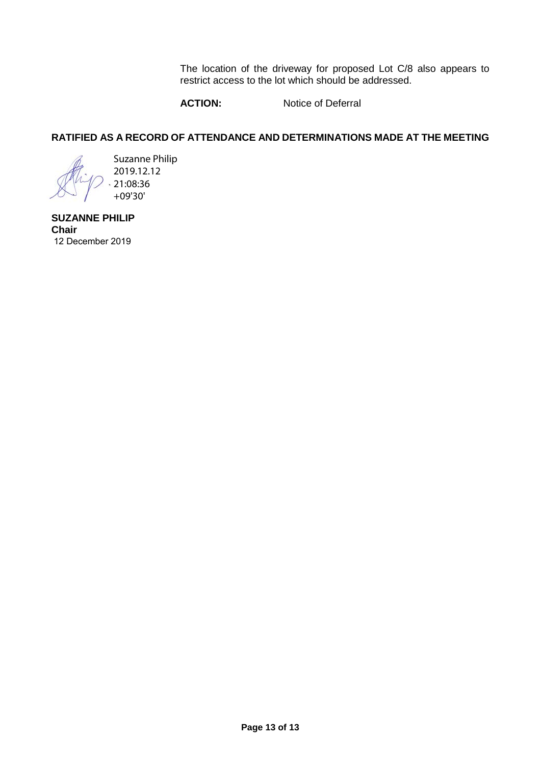The location of the driveway for proposed Lot C/8 also appears to restrict access to the lot which should be addressed.

**ACTION:** Notice of Deferral

**RATIFIED AS A RECORD OF ATTENDANCE AND DETERMINATIONS MADE AT THE MEETING**

Suzanne Philip
2019.12.12
21:08:36
+09'30'

**SUZANNE PHILIP**
**Chair**
12 December 2019